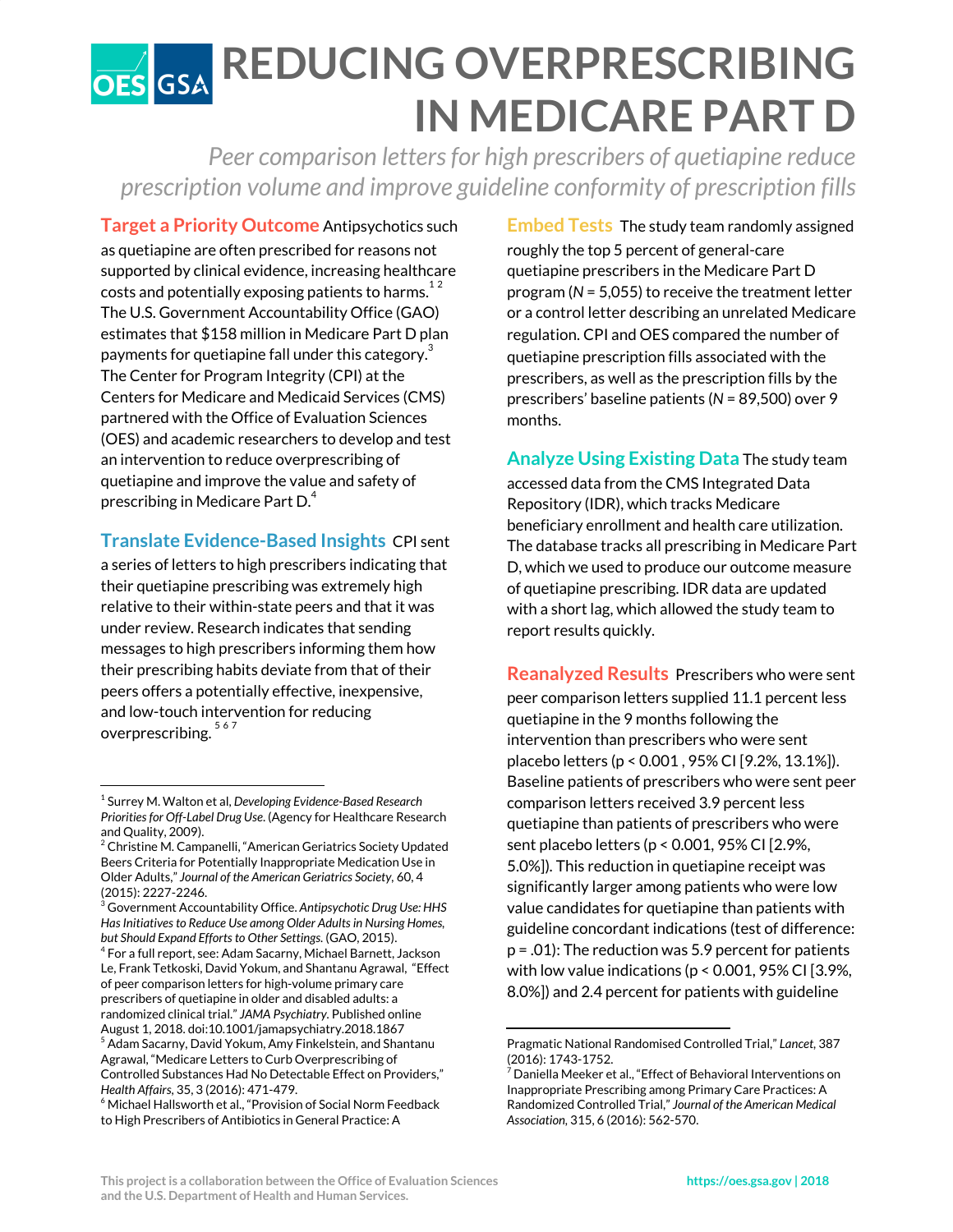# REDUCING OVERPRESCRIBING IN MEDICARE PART D

*Peer comparison letters for high prescribers of quetiapine reduce prescription volume and improve guideline conformity of prescription fills*

**Target a Priority Outcome** Antipsychotics such as quetiapine are often prescribed for reasons not supported by clinical evidence, increasing healthcare costs and potentially exposing patients to harms.[1,2] The U.S. Government Accountability Office (GAO) estimates that $158 million in Medicare Part D plan payments for quetiapine fall under this category.[3] The Center for Program Integrity (CPI) at the Centers for Medicare and Medicaid Services (CMS) partnered with the Office of Evaluation Sciences (OES) and academic researchers to develop and test an intervention to reduce overprescribing of quetiapine and improve the value and safety of prescribing in Medicare Part D.[4]

**Translate Evidence-Based Insights** CPI sent a series of letters to high prescribers indicating that their quetiapine prescribing was extremely high relative to their within-state peers and that it was under review. Research indicates that sending messages to high prescribers informing them how their prescribing habits deviate from that of their peers offers a potentially effective, inexpensive, and low-touch intervention for reducing overprescribing.[5,6,7]

**Embed Tests** The study team randomly assigned roughly the top 5 percent of general-care quetiapine prescribers in the Medicare Part D program (*N* = 5,055) to receive the treatment letter or a control letter describing an unrelated Medicare regulation. CPI and OES compared the number of quetiapine prescription fills associated with the prescribers, as well as the prescription fills by the prescribers' baseline patients (*N* = 89,500) over 9 months.

**Analyze Using Existing Data** The study team accessed data from the CMS Integrated Data Repository (IDR), which tracks Medicare beneficiary enrollment and health care utilization. The database tracks all prescribing in Medicare Part D, which we used to produce our outcome measure of quetiapine prescribing. IDR data are updated with a short lag, which allowed the study team to report results quickly.

**Reanalyzed Results** Prescribers who were sent peer comparison letters supplied 11.1 percent less quetiapine in the 9 months following the intervention than prescribers who were sent placebo letters ($p < 0.001$ , 95% CI [9.2%, 13.1%]). Baseline patients of prescribers who were sent peer comparison letters received 3.9 percent less quetiapine than patients of prescribers who were sent placebo letters ($p < 0.001$, 95% CI [2.9%, 5.0%]). This reduction in quetiapine receipt was significantly larger among patients who were low value candidates for quetiapine than patients with guideline concordant indications (test of difference: $p = .01$): The reduction was 5.9 percent for patients with low value indications ($p < 0.001$, 95% CI [3.9%, 8.0%]) and 2.4 percent for patients with guideline

---

[1] Surrey M. Walton et al, *Developing Evidence-Based Research Priorities for Off-Label Drug Use*. (Agency for Healthcare Research and Quality, 2009).

[2] Christine M. Campanelli, "American Geriatrics Society Updated Beers Criteria for Potentially Inappropriate Medication Use in Older Adults," *Journal of the American Geriatrics Society*, 60, 4 (2015): 2227-2246.

[3] Government Accountability Office. *Antipsychotic Drug Use: HHS Has Initiatives to Reduce Use among Older Adults in Nursing Homes, but Should Expand Efforts to Other Settings.* (GAO, 2015).

[4] For a full report, see: Adam Sacarny, Michael Barnett, Jackson Le, Frank Tetkoski, David Yokum, and Shantanu Agrawal, "Effect of peer comparison letters for high-volume primary care prescribers of quetiapine in older and disabled adults: a randomized clinical trial." *JAMA Psychiatry*. Published online August 1, 2018. doi:10.1001/jamapsychiatry.2018.1867

[5] Adam Sacarny, David Yokum, Amy Finkelstein, and Shantanu Agrawal, "Medicare Letters to Curb Overprescribing of Controlled Substances Had No Detectable Effect on Providers," *Health Affairs*, 35, 3 (2016): 471-479.

[6] Michael Hallsworth et al., "Provision of Social Norm Feedback to High Prescribers of Antibiotics in General Practice: A Pragmatic National Randomised Controlled Trial," *Lancet*, 387 (2016): 1743-1752.

[7] Daniella Meeker et al., "Effect of Behavioral Interventions on Inappropriate Prescribing among Primary Care Practices: A Randomized Controlled Trial," *Journal of the American Medical Association*, 315, 6 (2016): 562-570.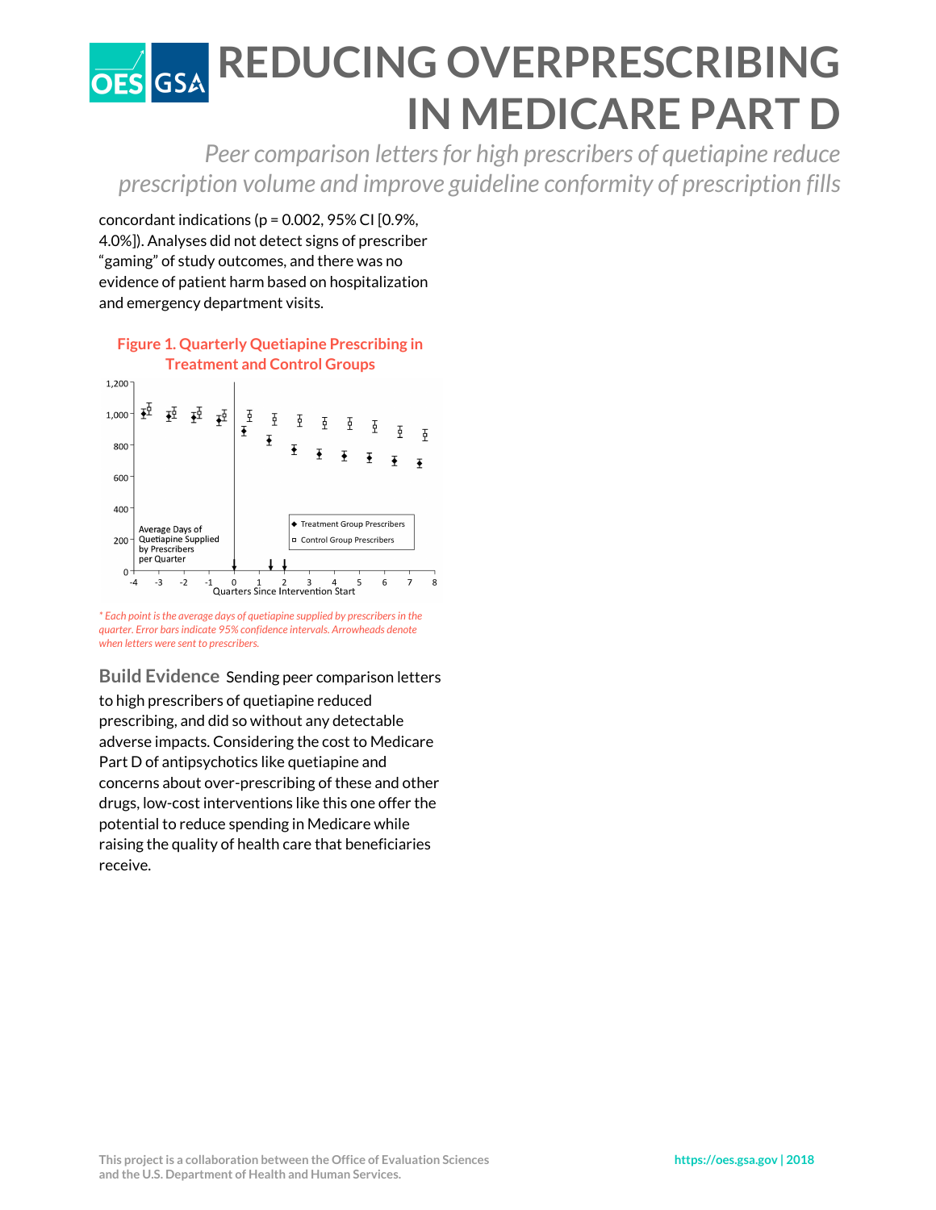# REDUCING OVERPRESCRIBING IN MEDICARE PART D

*Peer comparison letters for high prescribers of quetiapine reduce prescription volume and improve guideline conformity of prescription fills*

concordant indications (p = 0.002, 95% CI [0.9%, 4.0%]). Analyses did not detect signs of prescriber "gaming" of study outcomes, and there was no evidence of patient harm based on hospitalization and emergency department visits.

**Figure 1. Quarterly Quetiapine Prescribing in Treatment and Control Groups**

1,200
1,000
800
600
400
200
0

Average Days of Quetiapine Supplied by Prescribers per Quarter

Treatment Group Prescribers
Control Group Prescribers

-4 -3 -2 -1 0 1 2 3 4 5 6 7 8
Quarters Since Intervention Start

*\* Each point is the average days of quetiapine supplied by prescribers in the quarter. Error bars indicate 95% confidence intervals. Arrowheads denote when letters were sent to prescribers.*

**Build Evidence** Sending peer comparison letters to high prescribers of quetiapine reduced prescribing, and did so without any detectable adverse impacts. Considering the cost to Medicare Part D of antipsychotics like quetiapine and concerns about over-prescribing of these and other drugs, low-cost interventions like this one offer the potential to reduce spending in Medicare while raising the quality of health care that beneficiaries receive.

This project is a collaboration between the Office of Evaluation Sciences and the U.S. Department of Health and Human Services.

https://oes.gsa.gov | 2018